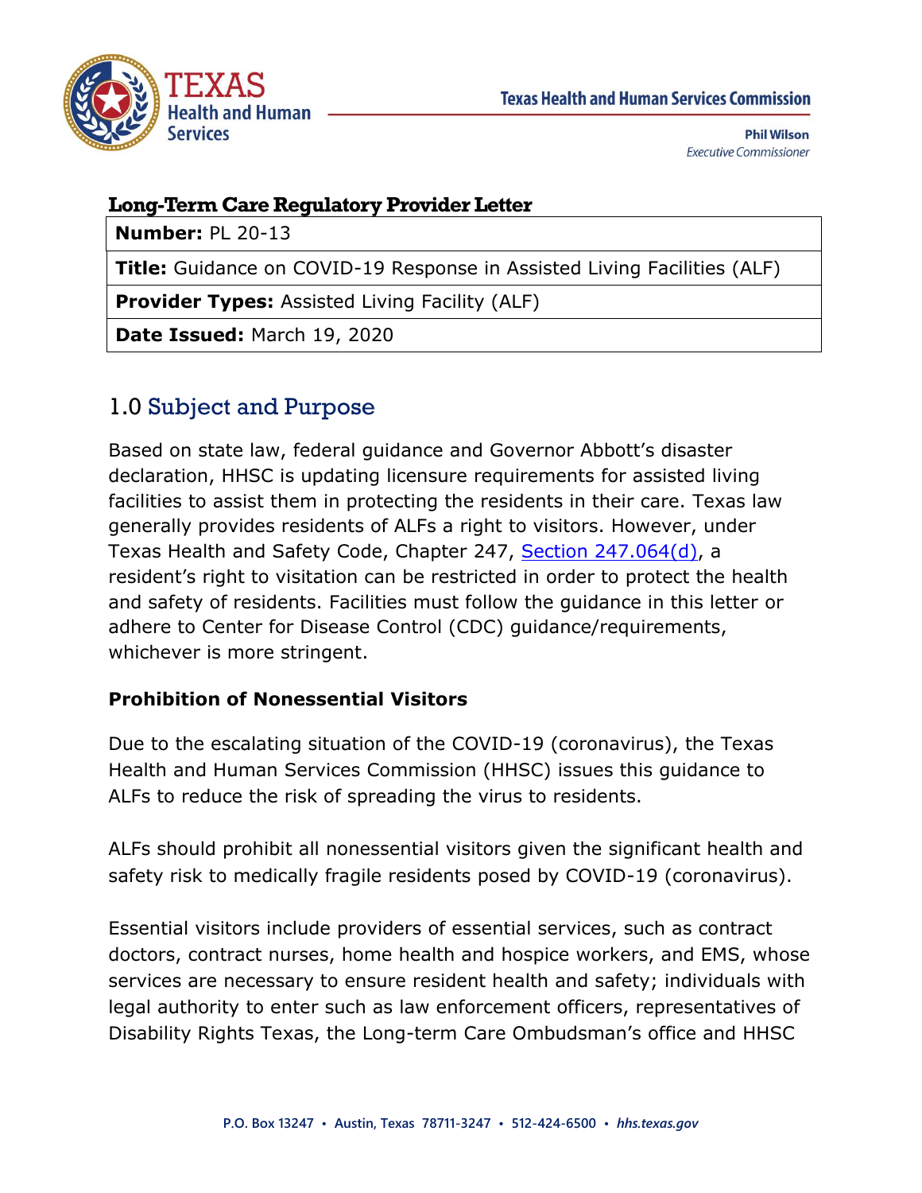Texas Health and Human Services Commission

**Phil Wilson**
*Executive Commissioner*

**Long-Term Care Regulatory Provider Letter**

| **Number:** PL 20-13 |
| --- |
| **Title:** Guidance on COVID-19 Response in Assisted Living Facilities (ALF) |
| **Provider Types:** Assisted Living Facility (ALF) |
| **Date Issued:** March 19, 2020 |

## 1.0 Subject and Purpose

Based on state law, federal guidance and Governor Abbott's disaster declaration, HHSC is updating licensure requirements for assisted living facilities to assist them in protecting the residents in their care. Texas law generally provides residents of ALFs a right to visitors. However, under Texas Health and Safety Code, Chapter 247, Section 247.064(d), a resident's right to visitation can be restricted in order to protect the health and safety of residents. Facilities must follow the guidance in this letter or adhere to Center for Disease Control (CDC) guidance/requirements, whichever is more stringent.

### Prohibition of Nonessential Visitors

Due to the escalating situation of the COVID-19 (coronavirus), the Texas Health and Human Services Commission (HHSC) issues this guidance to ALFs to reduce the risk of spreading the virus to residents.

ALFs should prohibit all nonessential visitors given the significant health and safety risk to medically fragile residents posed by COVID-19 (coronavirus).

Essential visitors include providers of essential services, such as contract doctors, contract nurses, home health and hospice workers, and EMS, whose services are necessary to ensure resident health and safety; individuals with legal authority to enter such as law enforcement officers, representatives of Disability Rights Texas, the Long-term Care Ombudsman's office and HHSC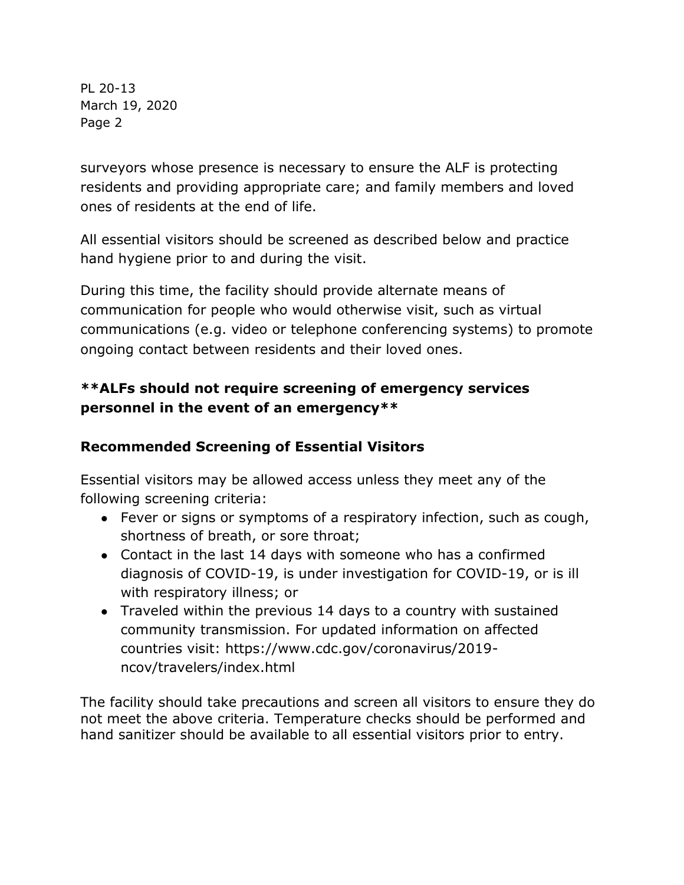surveyors whose presence is necessary to ensure the ALF is protecting residents and providing appropriate care; and family members and loved ones of residents at the end of life.

All essential visitors should be screened as described below and practice hand hygiene prior to and during the visit.

During this time, the facility should provide alternate means of communication for people who would otherwise visit, such as virtual communications (e.g. video or telephone conferencing systems) to promote ongoing contact between residents and their loved ones.

**\*\*ALFs should not require screening of emergency services personnel in the event of an emergency\*\***

### Recommended Screening of Essential Visitors

Essential visitors may be allowed access unless they meet any of the following screening criteria:

- Fever or signs or symptoms of a respiratory infection, such as cough, shortness of breath, or sore throat;
- Contact in the last 14 days with someone who has a confirmed diagnosis of COVID-19, is under investigation for COVID-19, or is ill with respiratory illness; or
- Traveled within the previous 14 days to a country with sustained community transmission. For updated information on affected countries visit: https://www.cdc.gov/coronavirus/2019-ncov/travelers/index.html

The facility should take precautions and screen all visitors to ensure they do not meet the above criteria. Temperature checks should be performed and hand sanitizer should be available to all essential visitors prior to entry.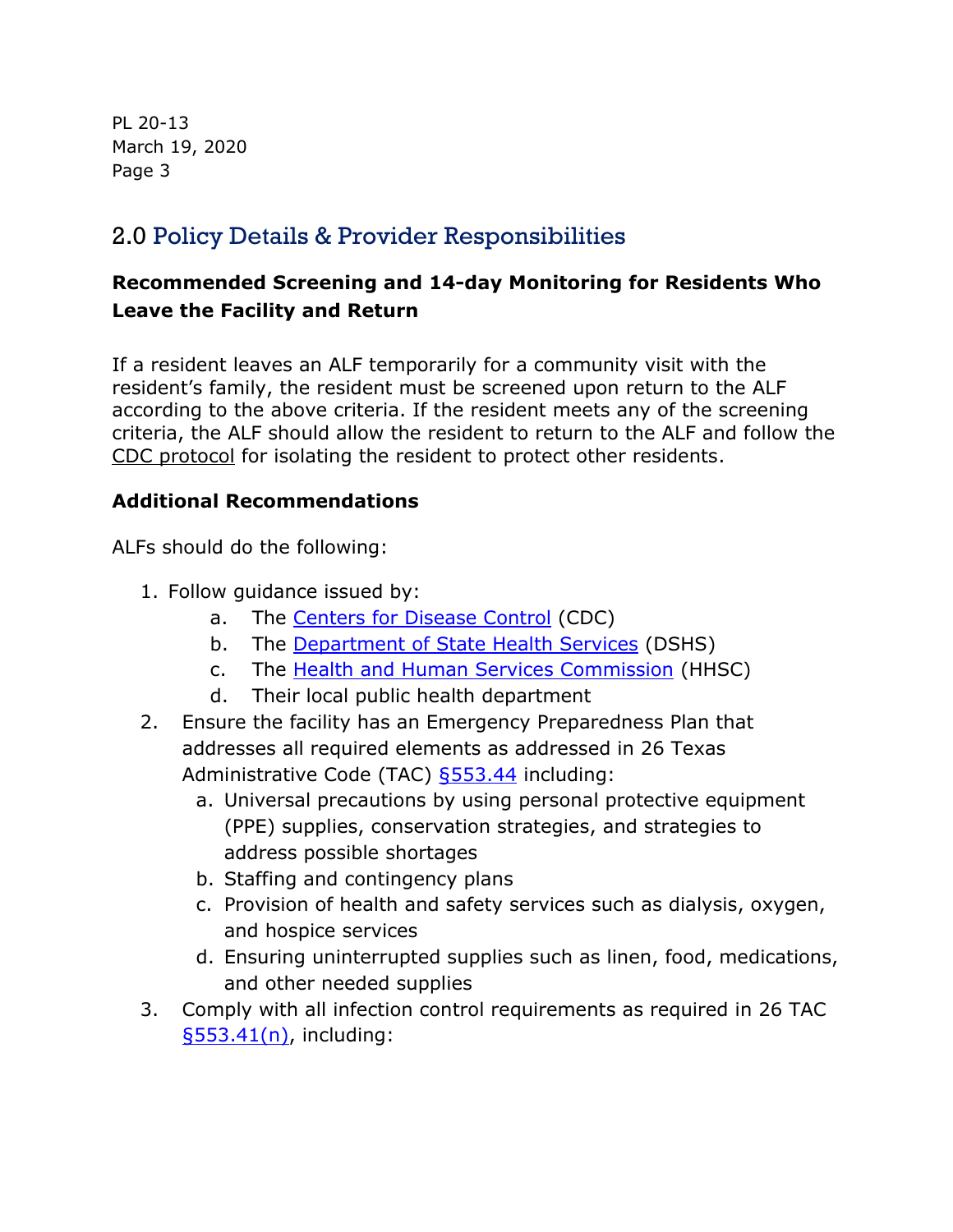## 2.0 Policy Details & Provider Responsibilities

### Recommended Screening and 14-day Monitoring for Residents Who Leave the Facility and Return

If a resident leaves an ALF temporarily for a community visit with the resident's family, the resident must be screened upon return to the ALF according to the above criteria. If the resident meets any of the screening criteria, the ALF should allow the resident to return to the ALF and follow the CDC protocol for isolating the resident to protect other residents.

### Additional Recommendations

ALFs should do the following:

1. Follow guidance issued by:
    a. The Centers for Disease Control (CDC)
    b. The Department of State Health Services (DSHS)
    c. The Health and Human Services Commission (HHSC)
    d. Their local public health department
2. Ensure the facility has an Emergency Preparedness Plan that addresses all required elements as addressed in 26 Texas Administrative Code (TAC) §553.44 including:
    a. Universal precautions by using personal protective equipment (PPE) supplies, conservation strategies, and strategies to address possible shortages
    b. Staffing and contingency plans
    c. Provision of health and safety services such as dialysis, oxygen, and hospice services
    d. Ensuring uninterrupted supplies such as linen, food, medications, and other needed supplies
3. Comply with all infection control requirements as required in 26 TAC §553.41(n), including: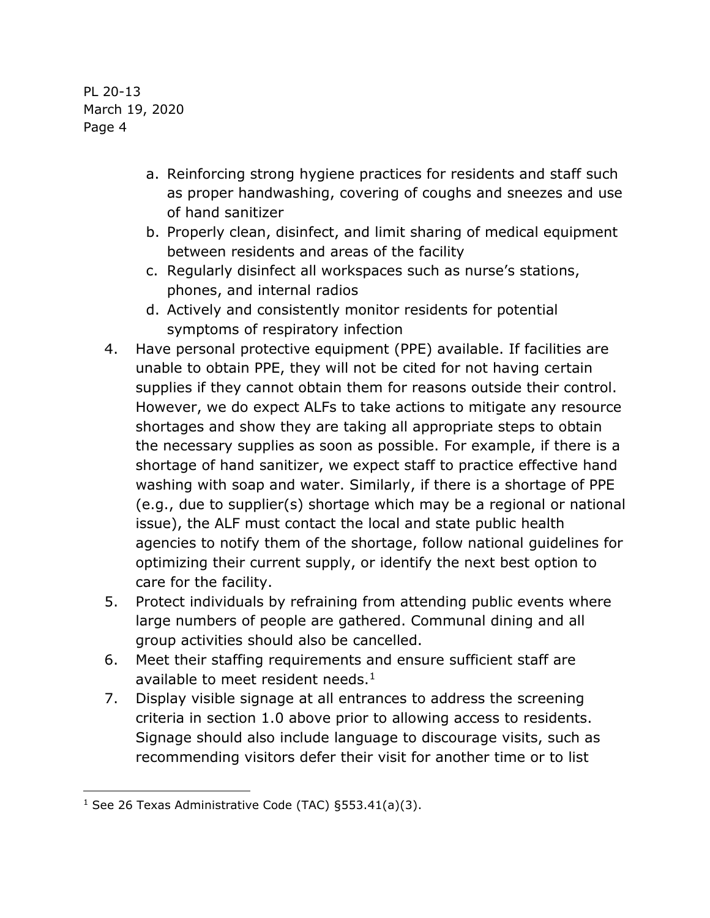a. Reinforcing strong hygiene practices for residents and staff such as proper handwashing, covering of coughs and sneezes and use of hand sanitizer
   b. Properly clean, disinfect, and limit sharing of medical equipment between residents and areas of the facility
   c. Regularly disinfect all workspaces such as nurse's stations, phones, and internal radios
   d. Actively and consistently monitor residents for potential symptoms of respiratory infection
4. Have personal protective equipment (PPE) available. If facilities are unable to obtain PPE, they will not be cited for not having certain supplies if they cannot obtain them for reasons outside their control. However, we do expect ALFs to take actions to mitigate any resource shortages and show they are taking all appropriate steps to obtain the necessary supplies as soon as possible. For example, if there is a shortage of hand sanitizer, we expect staff to practice effective hand washing with soap and water. Similarly, if there is a shortage of PPE (e.g., due to supplier(s) shortage which may be a regional or national issue), the ALF must contact the local and state public health agencies to notify them of the shortage, follow national guidelines for optimizing their current supply, or identify the next best option to care for the facility.
5. Protect individuals by refraining from attending public events where large numbers of people are gathered. Communal dining and all group activities should also be cancelled.
6. Meet their staffing requirements and ensure sufficient staff are available to meet resident needs.[1]
7. Display visible signage at all entrances to address the screening criteria in section 1.0 above prior to allowing access to residents. Signage should also include language to discourage visits, such as recommending visitors defer their visit for another time or to list

---

[1] See 26 Texas Administrative Code (TAC) §553.41(a)(3).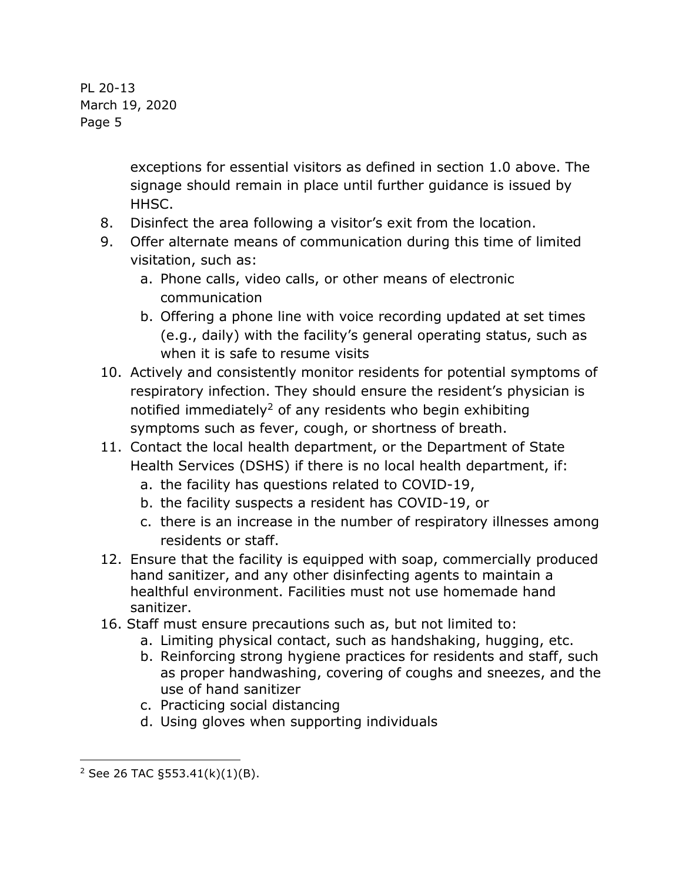exceptions for essential visitors as defined in section 1.0 above. The signage should remain in place until further guidance is issued by HHSC.

8. Disinfect the area following a visitor's exit from the location.
9. Offer alternate means of communication during this time of limited visitation, such as:
   a. Phone calls, video calls, or other means of electronic communication
   b. Offering a phone line with voice recording updated at set times (e.g., daily) with the facility's general operating status, such as when it is safe to resume visits
10. Actively and consistently monitor residents for potential symptoms of respiratory infection. They should ensure the resident's physician is notified immediately[2] of any residents who begin exhibiting symptoms such as fever, cough, or shortness of breath.
11. Contact the local health department, or the Department of State Health Services (DSHS) if there is no local health department, if:
    a. the facility has questions related to COVID-19,
    b. the facility suspects a resident has COVID-19, or
    c. there is an increase in the number of respiratory illnesses among residents or staff.
12. Ensure that the facility is equipped with soap, commercially produced hand sanitizer, and any other disinfecting agents to maintain a healthful environment. Facilities must not use homemade hand sanitizer.

16. Staff must ensure precautions such as, but not limited to:
    a. Limiting physical contact, such as handshaking, hugging, etc.
    b. Reinforcing strong hygiene practices for residents and staff, such as proper handwashing, covering of coughs and sneezes, and the use of hand sanitizer
    c. Practicing social distancing
    d. Using gloves when supporting individuals

---

[2] See 26 TAC §553.41(k)(1)(B).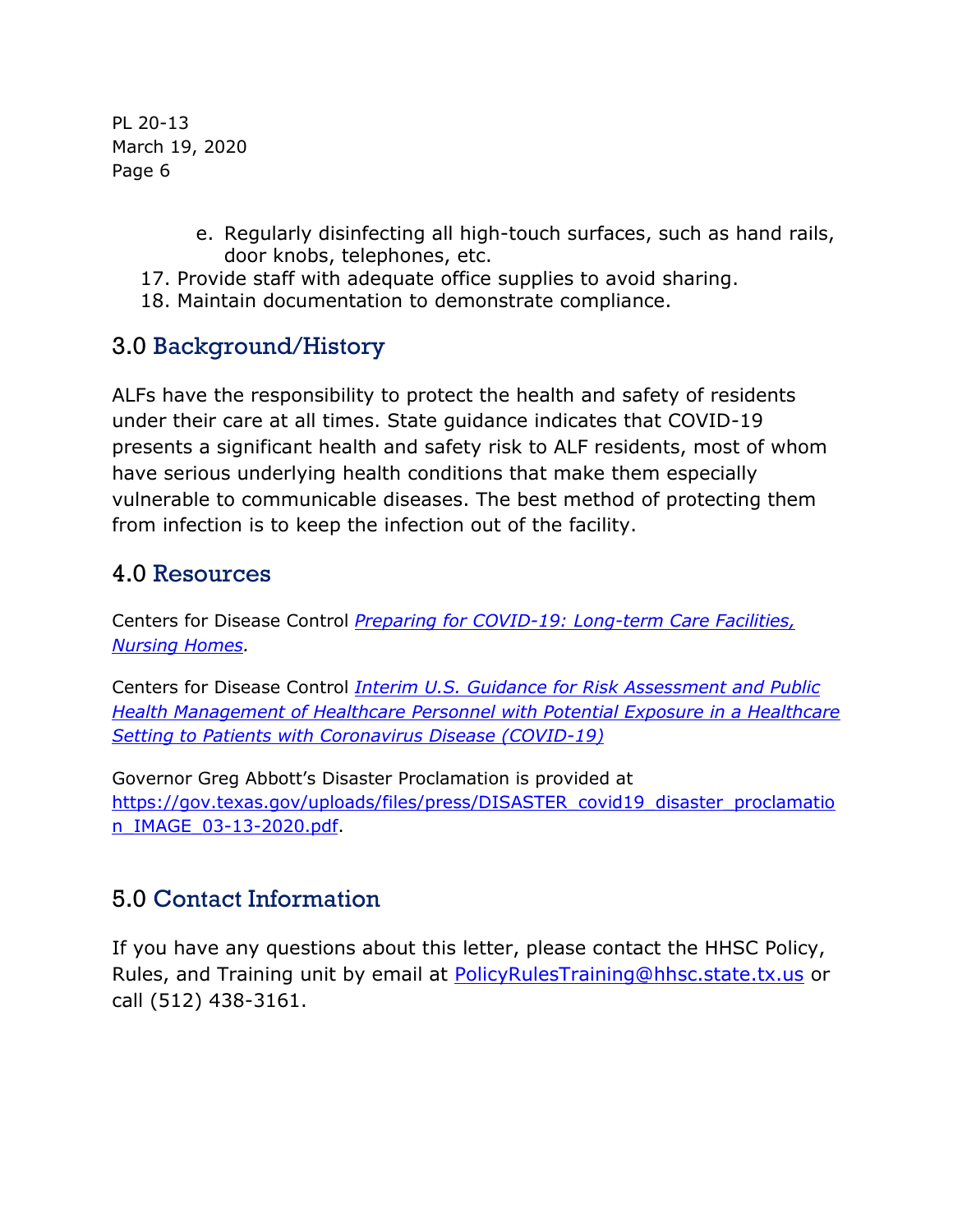e. Regularly disinfecting all high-touch surfaces, such as hand rails, door knobs, telephones, etc.

17. Provide staff with adequate office supplies to avoid sharing.
18. Maintain documentation to demonstrate compliance.

## 3.0 Background/History

ALFs have the responsibility to protect the health and safety of residents under their care at all times. State guidance indicates that COVID-19 presents a significant health and safety risk to ALF residents, most of whom have serious underlying health conditions that make them especially vulnerable to communicable diseases. The best method of protecting them from infection is to keep the infection out of the facility.

## 4.0 Resources

Centers for Disease Control *Preparing for COVID-19: Long-term Care Facilities, Nursing Homes*.

Centers for Disease Control *Interim U.S. Guidance for Risk Assessment and Public Health Management of Healthcare Personnel with Potential Exposure in a Healthcare Setting to Patients with Coronavirus Disease (COVID-19)*

Governor Greg Abbott's Disaster Proclamation is provided at https://gov.texas.gov/uploads/files/press/DISASTER_covid19_disaster_proclamation_IMAGE_03-13-2020.pdf.

## 5.0 Contact Information

If you have any questions about this letter, please contact the HHSC Policy, Rules, and Training unit by email at PolicyRulesTraining@hhsc.state.tx.us or call (512) 438-3161.